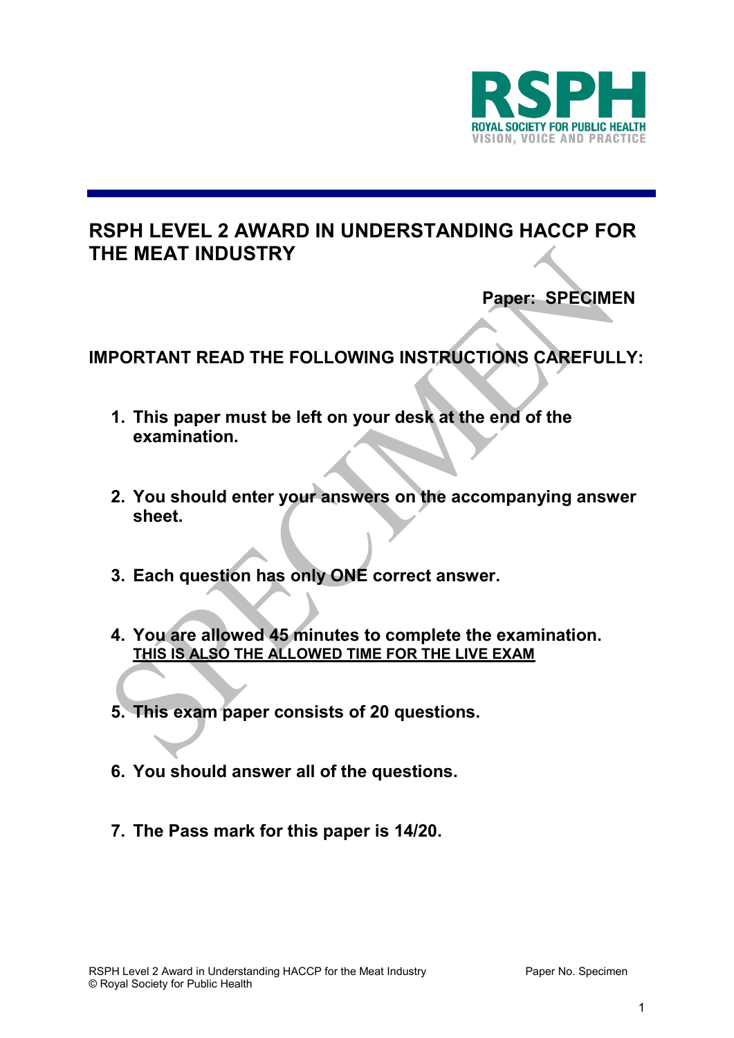RSPH

ROYAL SOCIETY FOR PUBLIC HEALTH
VISION, VOICE AND PRACTICE

# RSPH LEVEL 2 AWARD IN UNDERSTANDING HACCP FOR THE MEAT INDUSTRY

**Paper: SPECIMEN**

## IMPORTANT READ THE FOLLOWING INSTRUCTIONS CAREFULLY:

1. **This paper must be left on your desk at the end of the examination.**
2. **You should enter your answers on the accompanying answer sheet.**
3. **Each question has only ONE correct answer.**
4. **You are allowed 45 minutes to complete the examination.**
   **THIS IS ALSO THE ALLOWED TIME FOR THE LIVE EXAM**
5. **This exam paper consists of 20 questions.**
6. **You should answer all of the questions.**
7. **The Pass mark for this paper is 14/20.**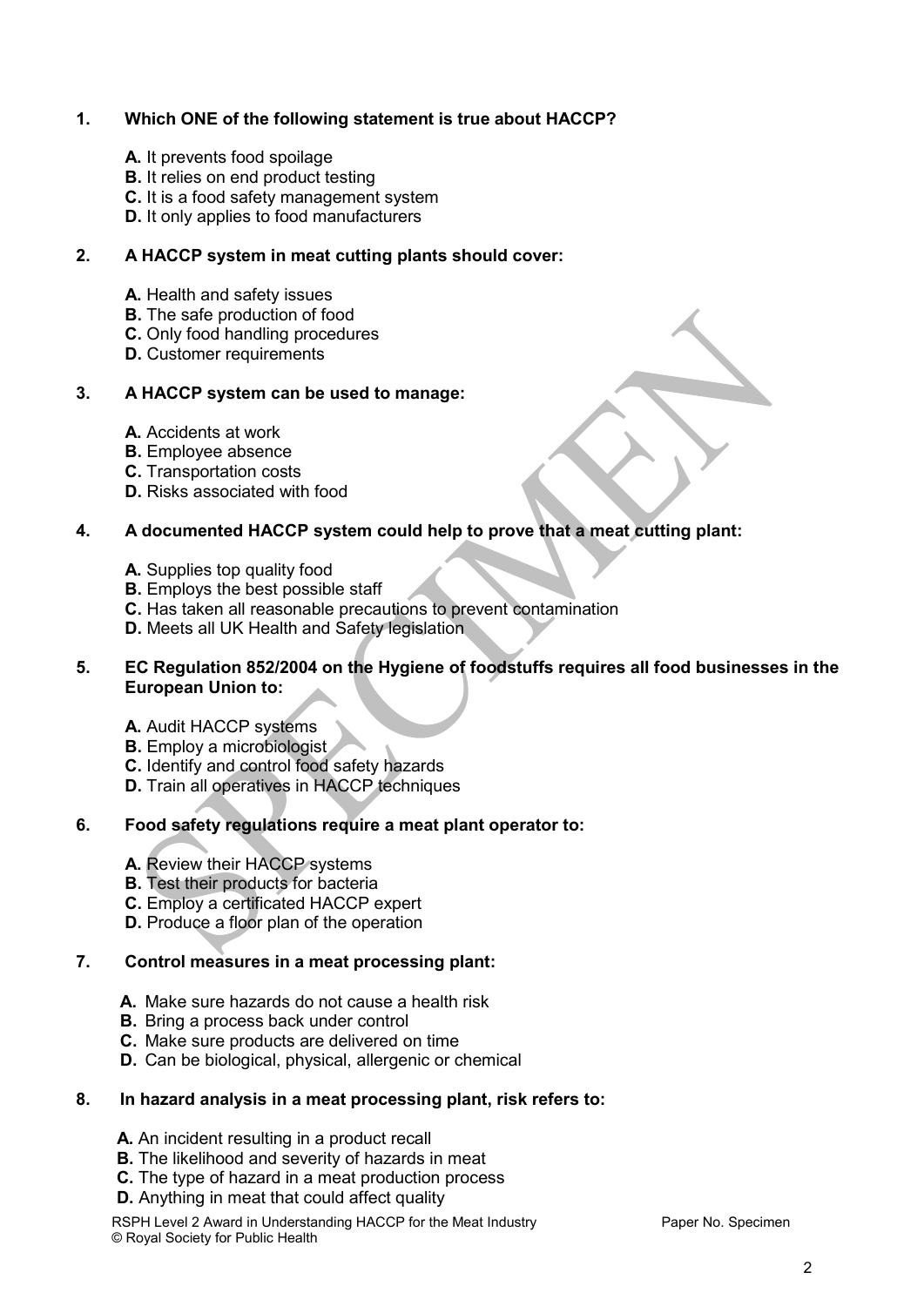**1. Which ONE of the following statement is true about HACCP?**

- **A.** It prevents food spoilage
- **B.** It relies on end product testing
- **C.** It is a food safety management system
- **D.** It only applies to food manufacturers

**2. A HACCP system in meat cutting plants should cover:**

- **A.** Health and safety issues
- **B.** The safe production of food
- **C.** Only food handling procedures
- **D.** Customer requirements

**3. A HACCP system can be used to manage:**

- **A.** Accidents at work
- **B.** Employee absence
- **C.** Transportation costs
- **D.** Risks associated with food

**4. A documented HACCP system could help to prove that a meat cutting plant:**

- **A.** Supplies top quality food
- **B.** Employs the best possible staff
- **C.** Has taken all reasonable precautions to prevent contamination
- **D.** Meets all UK Health and Safety legislation

**5. EC Regulation 852/2004 on the Hygiene of foodstuffs requires all food businesses in the European Union to:**

- **A.** Audit HACCP systems
- **B.** Employ a microbiologist
- **C.** Identify and control food safety hazards
- **D.** Train all operatives in HACCP techniques

**6. Food safety regulations require a meat plant operator to:**

- **A.** Review their HACCP systems
- **B.** Test their products for bacteria
- **C.** Employ a certificated HACCP expert
- **D.** Produce a floor plan of the operation

**7. Control measures in a meat processing plant:**

- **A.** Make sure hazards do not cause a health risk
- **B.** Bring a process back under control
- **C.** Make sure products are delivered on time
- **D.** Can be biological, physical, allergenic or chemical

**8. In hazard analysis in a meat processing plant, risk refers to:**

- **A.** An incident resulting in a product recall
- **B.** The likelihood and severity of hazards in meat
- **C.** The type of hazard in a meat production process
- **D.** Anything in meat that could affect quality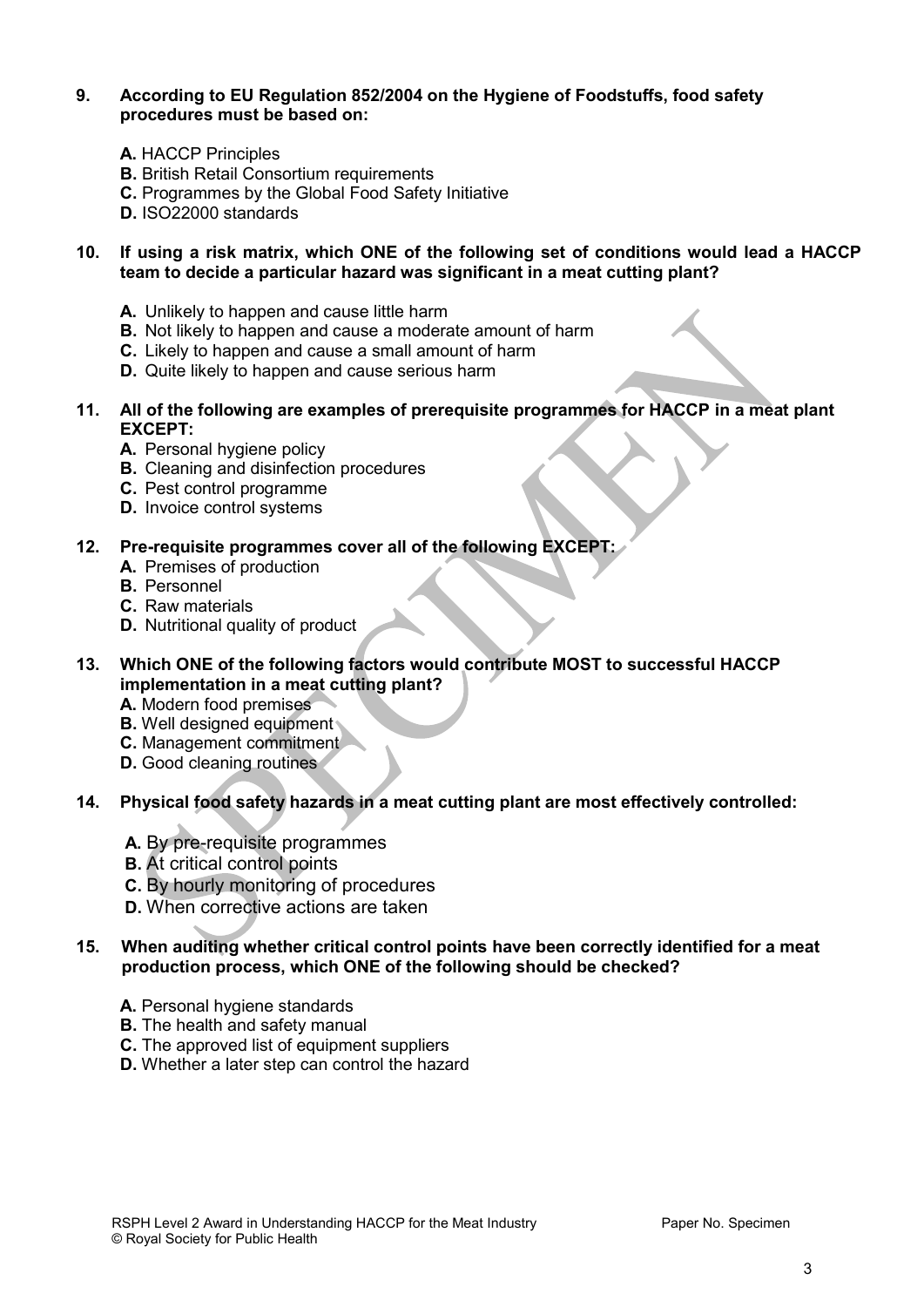**9. According to EU Regulation 852/2004 on the Hygiene of Foodstuffs, food safety procedures must be based on:**

**A.** HACCP Principles
**B.** British Retail Consortium requirements
**C.** Programmes by the Global Food Safety Initiative
**D.** ISO22000 standards

**10. If using a risk matrix, which ONE of the following set of conditions would lead a HACCP team to decide a particular hazard was significant in a meat cutting plant?**

**A.** Unlikely to happen and cause little harm
**B.** Not likely to happen and cause a moderate amount of harm
**C.** Likely to happen and cause a small amount of harm
**D.** Quite likely to happen and cause serious harm

**11. All of the following are examples of prerequisite programmes for HACCP in a meat plant EXCEPT:**

**A.** Personal hygiene policy
**B.** Cleaning and disinfection procedures
**C.** Pest control programme
**D.** Invoice control systems

**12. Pre-requisite programmes cover all of the following EXCEPT:**

**A.** Premises of production
**B.** Personnel
**C.** Raw materials
**D.** Nutritional quality of product

**13. Which ONE of the following factors would contribute MOST to successful HACCP implementation in a meat cutting plant?**

**A.** Modern food premises
**B.** Well designed equipment
**C.** Management commitment
**D.** Good cleaning routines

**14. Physical food safety hazards in a meat cutting plant are most effectively controlled:**

**A.** By pre-requisite programmes
**B.** At critical control points
**C.** By hourly monitoring of procedures
**D.** When corrective actions are taken

**15. When auditing whether critical control points have been correctly identified for a meat production process, which ONE of the following should be checked?**

**A.** Personal hygiene standards
**B.** The health and safety manual
**C.** The approved list of equipment suppliers
**D.** Whether a later step can control the hazard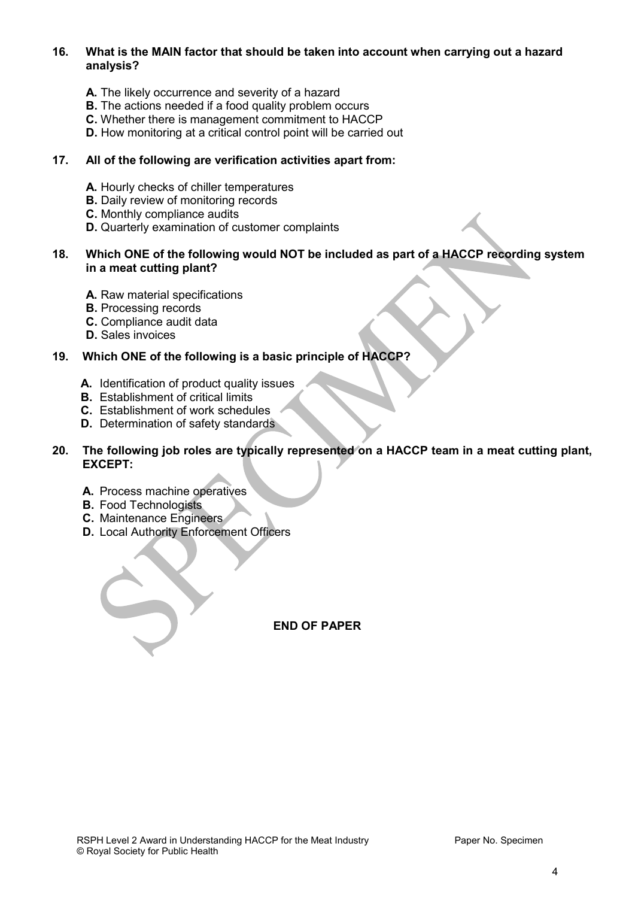**16. What is the MAIN factor that should be taken into account when carrying out a hazard analysis?**

- **A.** The likely occurrence and severity of a hazard
- **B.** The actions needed if a food quality problem occurs
- **C.** Whether there is management commitment to HACCP
- **D.** How monitoring at a critical control point will be carried out

**17. All of the following are verification activities apart from:**

- **A.** Hourly checks of chiller temperatures
- **B.** Daily review of monitoring records
- **C.** Monthly compliance audits
- **D.** Quarterly examination of customer complaints

**18. Which ONE of the following would NOT be included as part of a HACCP recording system in a meat cutting plant?**

- **A.** Raw material specifications
- **B.** Processing records
- **C.** Compliance audit data
- **D.** Sales invoices

**19. Which ONE of the following is a basic principle of HACCP?**

- **A.** Identification of product quality issues
- **B.** Establishment of critical limits
- **C.** Establishment of work schedules
- **D.** Determination of safety standards

**20. The following job roles are typically represented on a HACCP team in a meat cutting plant, EXCEPT:**

- **A.** Process machine operatives
- **B.** Food Technologists
- **C.** Maintenance Engineers
- **D.** Local Authority Enforcement Officers

**END OF PAPER**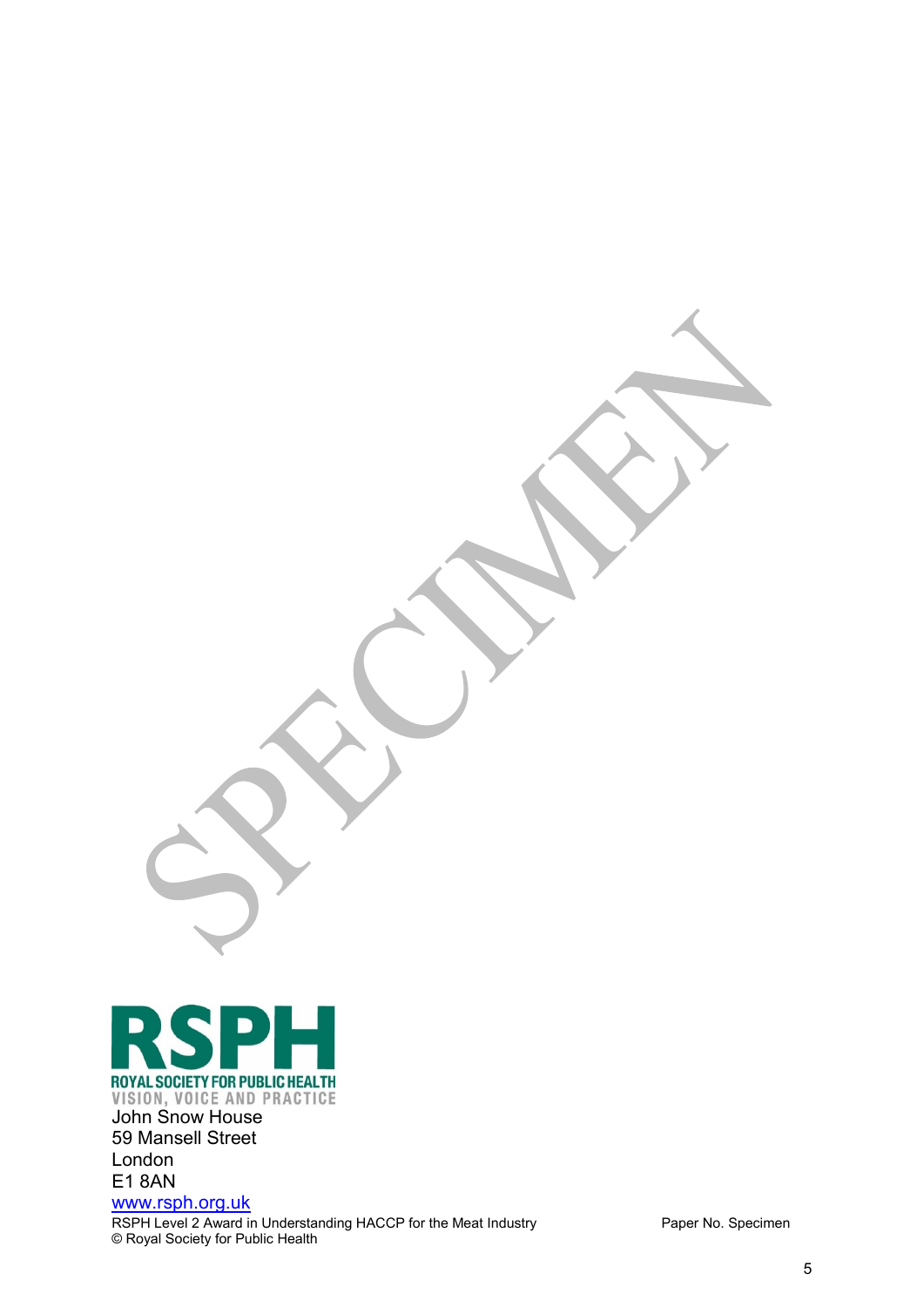SPECIMEN

RSPH

ROYAL SOCIETY FOR PUBLIC HEALTH

VISION, VOICE AND PRACTICE

John Snow House
59 Mansell Street
London
E1 8AN

[www.rsph.org.uk](http://www.rsph.org.uk)

RSPH Level 2 Award in Understanding HACCP for the Meat Industry Paper No. Specimen
© Royal Society for Public Health